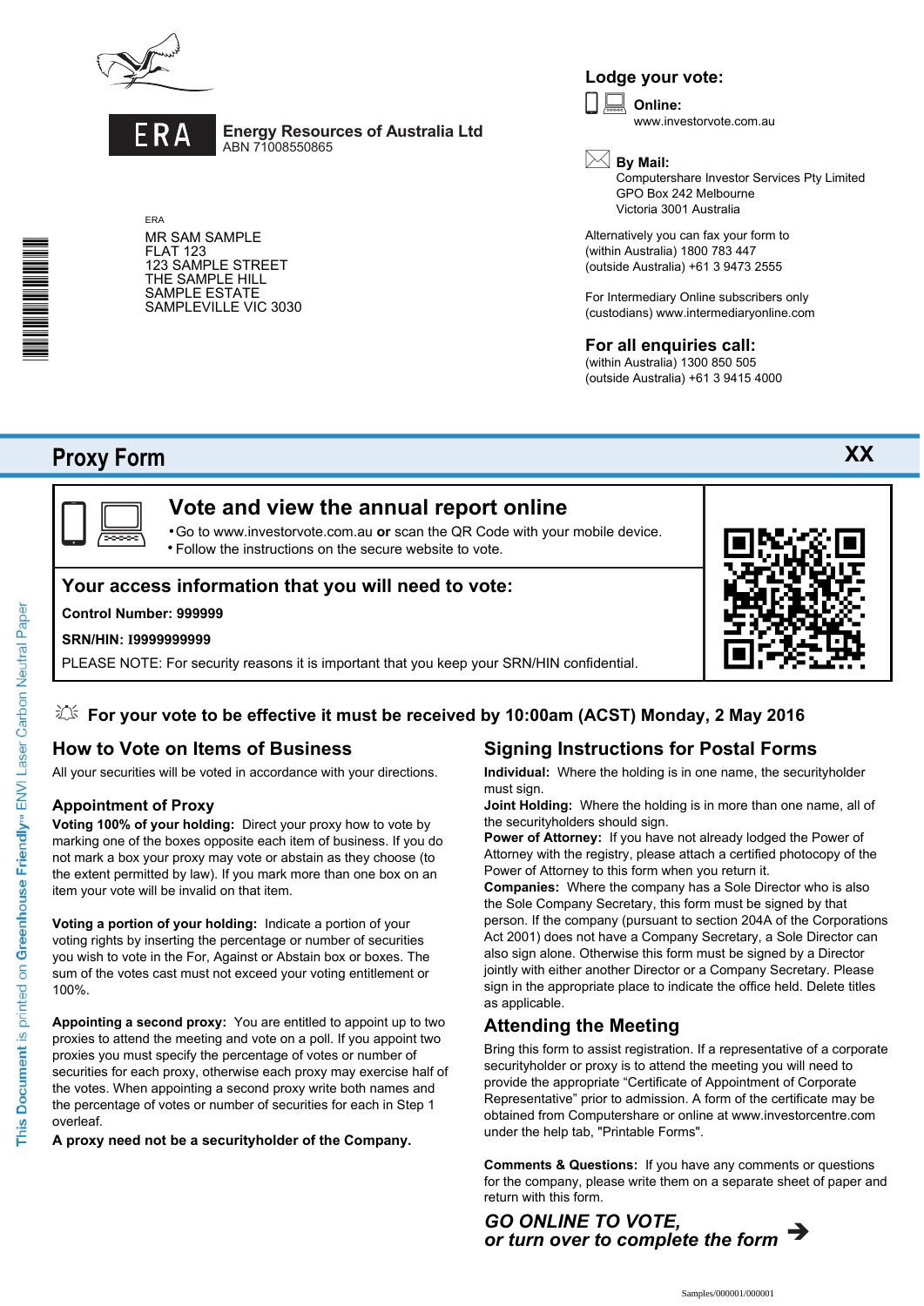ERA

**Energy Resources of Australia Ltd**
ABN 71008550865

ERA

MR SAM SAMPLE
FLAT 123
123 SAMPLE STREET
THE SAMPLE HILL
SAMPLE ESTATE
SAMPLEVILLE VIC 3030

## Lodge your vote:

**Online:**
www.investorvote.com.au

**By Mail:**
Computershare Investor Services Pty Limited
GPO Box 242 Melbourne
Victoria 3001 Australia

Alternatively you can fax your form to
(within Australia) 1800 783 447
(outside Australia) +61 3 9473 2555

For Intermediary Online subscribers only
(custodians) www.intermediaryonline.com

## For all enquiries call:

(within Australia) 1300 850 505
(outside Australia) +61 3 9415 4000

# Proxy Form

XX

## Vote and view the annual report online

- Go to www.investorvote.com.au **or** scan the QR Code with your mobile device.
- Follow the instructions on the secure website to vote.

## Your access information that you will need to vote:

**Control Number: 999999**

**SRN/HIN: I9999999999**

PLEASE NOTE: For security reasons it is important that you keep your SRN/HIN confidential.

**For your vote to be effective it must be received by 10:00am (ACST) Monday, 2 May 2016**

## How to Vote on Items of Business

All your securities will be voted in accordance with your directions.

### Appointment of Proxy

**Voting 100% of your holding:** Direct your proxy how to vote by marking one of the boxes opposite each item of business. If you do not mark a box your proxy may vote or abstain as they choose (to the extent permitted by law). If you mark more than one box on an item your vote will be invalid on that item.

**Voting a portion of your holding:** Indicate a portion of your voting rights by inserting the percentage or number of securities you wish to vote in the For, Against or Abstain box or boxes. The sum of the votes cast must not exceed your voting entitlement or 100%.

**Appointing a second proxy:** You are entitled to appoint up to two proxies to attend the meeting and vote on a poll. If you appoint two proxies you must specify the percentage of votes or number of securities for each proxy, otherwise each proxy may exercise half of the votes. When appointing a second proxy write both names and the percentage of votes or number of securities for each in Step 1 overleaf.

**A proxy need not be a securityholder of the Company.**

## Signing Instructions for Postal Forms

**Individual:** Where the holding is in one name, the securityholder must sign.

**Joint Holding:** Where the holding is in more than one name, all of the securityholders should sign.

**Power of Attorney:** If you have not already lodged the Power of Attorney with the registry, please attach a certified photocopy of the Power of Attorney to this form when you return it.

**Companies:** Where the company has a Sole Director who is also the Sole Company Secretary, this form must be signed by that person. If the company (pursuant to section 204A of the Corporations Act 2001) does not have a Company Secretary, a Sole Director can also sign alone. Otherwise this form must be signed by a Director jointly with either another Director or a Company Secretary. Please sign in the appropriate place to indicate the office held. Delete titles as applicable.

## Attending the Meeting

Bring this form to assist registration. If a representative of a corporate securityholder or proxy is to attend the meeting you will need to provide the appropriate "Certificate of Appointment of Corporate Representative" prior to admission. A form of the certificate may be obtained from Computershare or online at www.investorcentre.com under the help tab, "Printable Forms".

**Comments & Questions:** If you have any comments or questions for the company, please write them on a separate sheet of paper and return with this form.

***GO ONLINE TO VOTE,***
***or turn over to complete the form*** ➔

This Document is printed on Greenhouse Friendly™ ENVI Laser Carbon Neutral Paper

Samples/000001/000001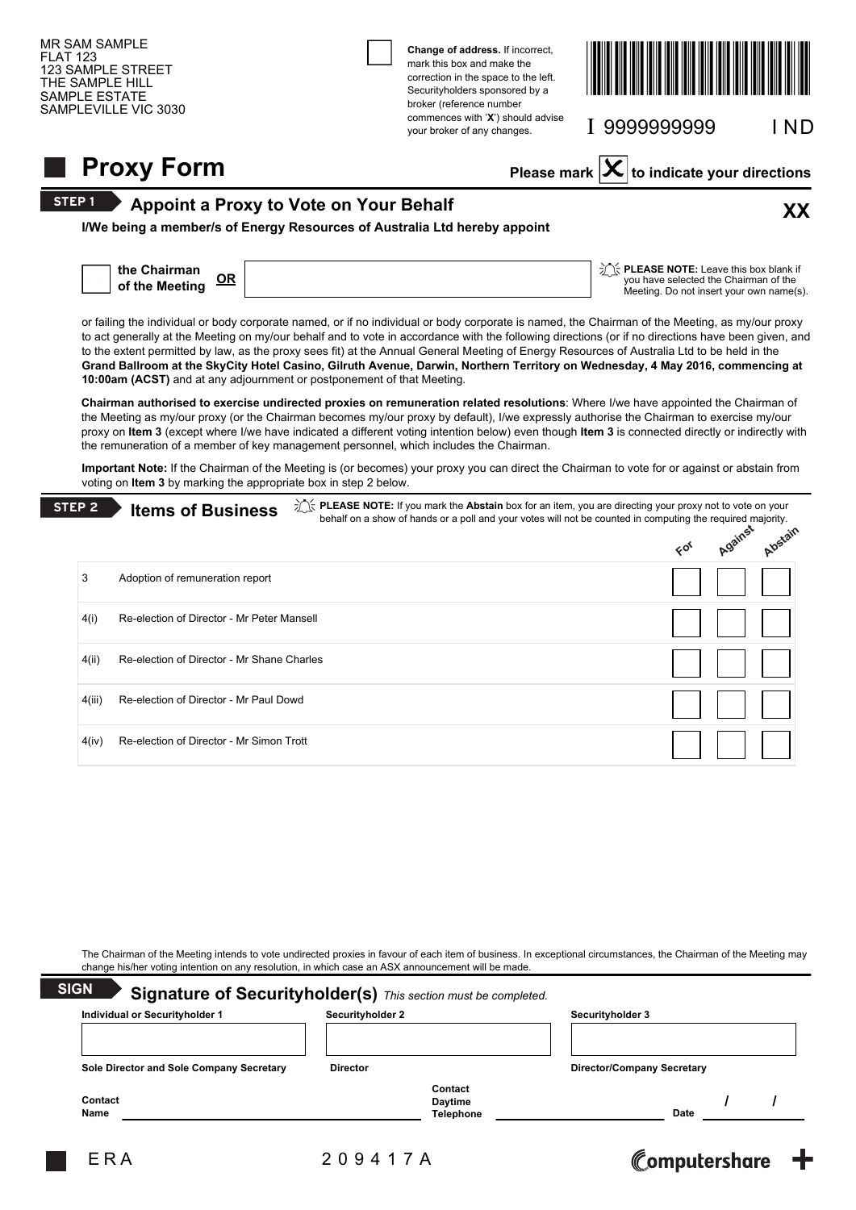MR SAM SAMPLE
FLAT 123
123 SAMPLE STREET
THE SAMPLE HILL
SAMPLE ESTATE
SAMPLEVILLE VIC 3030

☐ **Change of address.** If incorrect, mark this box and make the correction in the space to the left. Securityholders sponsored by a broker (reference number commences with '**X**') should advise your broker of any changes.

I 9999999999 IND

# Proxy Form

**Please mark ☒ to indicate your directions**

## STEP 1 Appoint a Proxy to Vote on Your Behalf

**XX**

**I/We being a member/s of Energy Resources of Australia Ltd hereby appoint**

☐ **the Chairman of the Meeting** **OR** ______________________

**PLEASE NOTE:** Leave this box blank if you have selected the Chairman of the Meeting. Do not insert your own name(s).

or failing the individual or body corporate named, or if no individual or body corporate is named, the Chairman of the Meeting, as my/our proxy to act generally at the Meeting on my/our behalf and to vote in accordance with the following directions (or if no directions have been given, and to the extent permitted by law, as the proxy sees fit) at the Annual General Meeting of Energy Resources of Australia Ltd to be held in the **Grand Ballroom at the SkyCity Hotel Casino, Gilruth Avenue, Darwin, Northern Territory on Wednesday, 4 May 2016, commencing at 10:00am (ACST)** and at any adjournment or postponement of that Meeting.

**Chairman authorised to exercise undirected proxies on remuneration related resolutions**: Where I/we have appointed the Chairman of the Meeting as my/our proxy (or the Chairman becomes my/our proxy by default), I/we expressly authorise the Chairman to exercise my/our proxy on **Item 3** (except where I/we have indicated a different voting intention below) even though **Item 3** is connected directly or indirectly with the remuneration of a member of key management personnel, which includes the Chairman.

**Important Note:** If the Chairman of the Meeting is (or becomes) your proxy you can direct the Chairman to vote for or against or abstain from voting on **Item 3** by marking the appropriate box in step 2 below.

## STEP 2 Items of Business

**PLEASE NOTE:** If you mark the **Abstain** box for an item, you are directing your proxy not to vote on your behalf on a show of hands or a poll and your votes will not be counted in computing the required majority.

| | | For | Against | Abstain |
|---|---|---|---|---|
| 3 | Adoption of remuneration report | ☐ | ☐ | ☐ |
| 4(i) | Re-election of Director - Mr Peter Mansell | ☐ | ☐ | ☐ |
| 4(ii) | Re-election of Director - Mr Shane Charles | ☐ | ☐ | ☐ |
| 4(iii) | Re-election of Director - Mr Paul Dowd | ☐ | ☐ | ☐ |
| 4(iv) | Re-election of Director - Mr Simon Trott | ☐ | ☐ | ☐ |

The Chairman of the Meeting intends to vote undirected proxies in favour of each item of business. In exceptional circumstances, the Chairman of the Meeting may change his/her voting intention on any resolution, in which case an ASX announcement will be made.

## SIGN Signature of Securityholder(s) *This section must be completed.*

| Individual or Securityholder 1 | Securityholder 2 | Securityholder 3 |
|---|---|---|
| | | |
| Sole Director and Sole Company Secretary | Director | Director/Company Secretary |

Contact Name ______________________ Contact Daytime Telephone ______________________ Date ___ / ___ / ___

ERA 209417A

Computershare